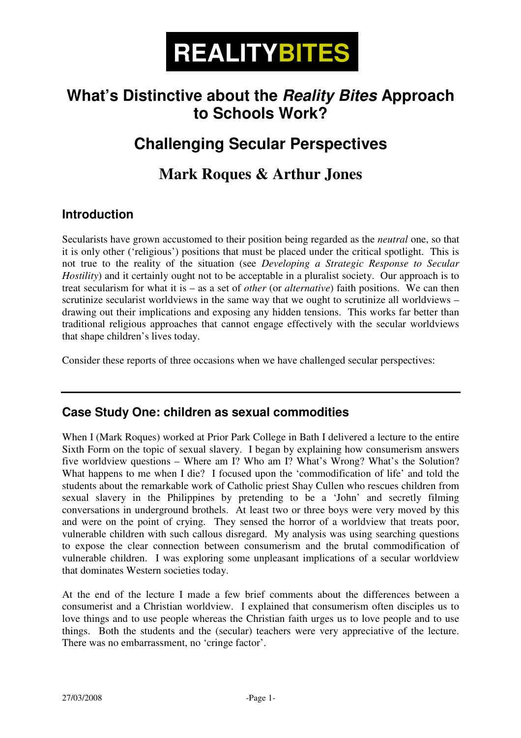# REALITYBITES

# What's Distinctive about the *Reality Bites* Approach to Schools Work?

## Challenging Secular Perspectives

## Mark Roques & Arthur Jones

### Introduction

Secularists have grown accustomed to their position being regarded as the *neutral* one, so that it is only other ('religious') positions that must be placed under the critical spotlight. This is not true to the reality of the situation (see *Developing a Strategic Response to Secular Hostility*) and it certainly ought not to be acceptable in a pluralist society. Our approach is to treat secularism for what it is – as a set of *other* (or *alternative*) faith positions. We can then scrutinize secularist worldviews in the same way that we ought to scrutinize all worldviews – drawing out their implications and exposing any hidden tensions. This works far better than traditional religious approaches that cannot engage effectively with the secular worldviews that shape children's lives today.

Consider these reports of three occasions when we have challenged secular perspectives:

---

### Case Study One: children as sexual commodities

When I (Mark Roques) worked at Prior Park College in Bath I delivered a lecture to the entire Sixth Form on the topic of sexual slavery. I began by explaining how consumerism answers five worldview questions – Where am I? Who am I? What's Wrong? What's the Solution? What happens to me when I die? I focused upon the 'commodification of life' and told the students about the remarkable work of Catholic priest Shay Cullen who rescues children from sexual slavery in the Philippines by pretending to be a 'John' and secretly filming conversations in underground brothels. At least two or three boys were very moved by this and were on the point of crying. They sensed the horror of a worldview that treats poor, vulnerable children with such callous disregard. My analysis was using searching questions to expose the clear connection between consumerism and the brutal commodification of vulnerable children. I was exploring some unpleasant implications of a secular worldview that dominates Western societies today.

At the end of the lecture I made a few brief comments about the differences between a consumerist and a Christian worldview. I explained that consumerism often disciples us to love things and to use people whereas the Christian faith urges us to love people and to use things. Both the students and the (secular) teachers were very appreciative of the lecture. There was no embarrassment, no 'cringe factor'.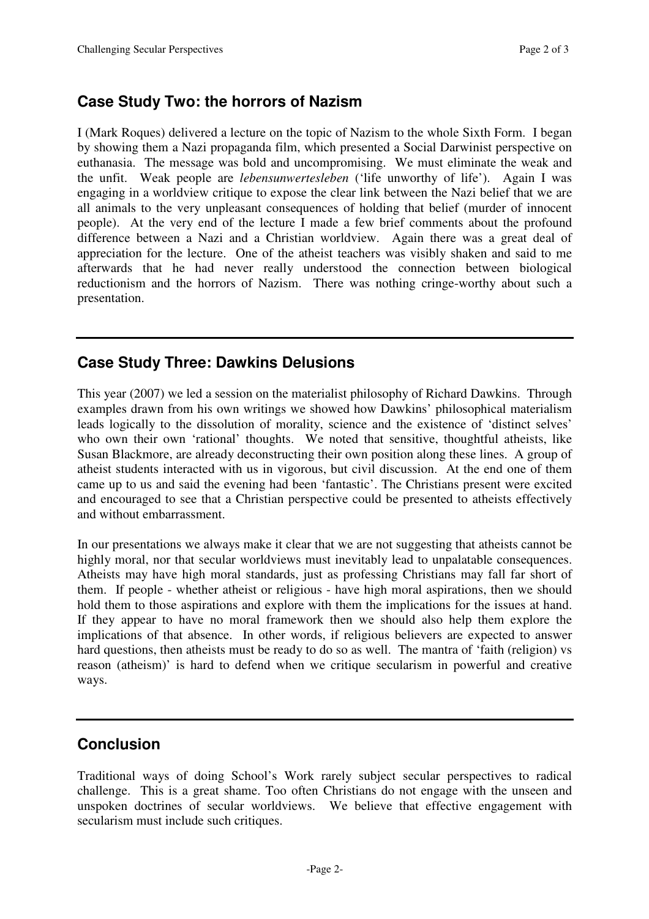## Case Study Two: the horrors of Nazism

I (Mark Roques) delivered a lecture on the topic of Nazism to the whole Sixth Form. I began by showing them a Nazi propaganda film, which presented a Social Darwinist perspective on euthanasia. The message was bold and uncompromising. We must eliminate the weak and the unfit. Weak people are *lebensunwertesleben* ('life unworthy of life'). Again I was engaging in a worldview critique to expose the clear link between the Nazi belief that we are all animals to the very unpleasant consequences of holding that belief (murder of innocent people). At the very end of the lecture I made a few brief comments about the profound difference between a Nazi and a Christian worldview. Again there was a great deal of appreciation for the lecture. One of the atheist teachers was visibly shaken and said to me afterwards that he had never really understood the connection between biological reductionism and the horrors of Nazism. There was nothing cringe-worthy about such a presentation.

## Case Study Three: Dawkins Delusions

This year (2007) we led a session on the materialist philosophy of Richard Dawkins. Through examples drawn from his own writings we showed how Dawkins' philosophical materialism leads logically to the dissolution of morality, science and the existence of 'distinct selves' who own their own 'rational' thoughts. We noted that sensitive, thoughtful atheists, like Susan Blackmore, are already deconstructing their own position along these lines. A group of atheist students interacted with us in vigorous, but civil discussion. At the end one of them came up to us and said the evening had been 'fantastic'. The Christians present were excited and encouraged to see that a Christian perspective could be presented to atheists effectively and without embarrassment.

In our presentations we always make it clear that we are not suggesting that atheists cannot be highly moral, nor that secular worldviews must inevitably lead to unpalatable consequences. Atheists may have high moral standards, just as professing Christians may fall far short of them. If people - whether atheist or religious - have high moral aspirations, then we should hold them to those aspirations and explore with them the implications for the issues at hand. If they appear to have no moral framework then we should also help them explore the implications of that absence. In other words, if religious believers are expected to answer hard questions, then atheists must be ready to do so as well. The mantra of 'faith (religion) vs reason (atheism)' is hard to defend when we critique secularism in powerful and creative ways.

## Conclusion

Traditional ways of doing School's Work rarely subject secular perspectives to radical challenge. This is a great shame. Too often Christians do not engage with the unseen and unspoken doctrines of secular worldviews. We believe that effective engagement with secularism must include such critiques.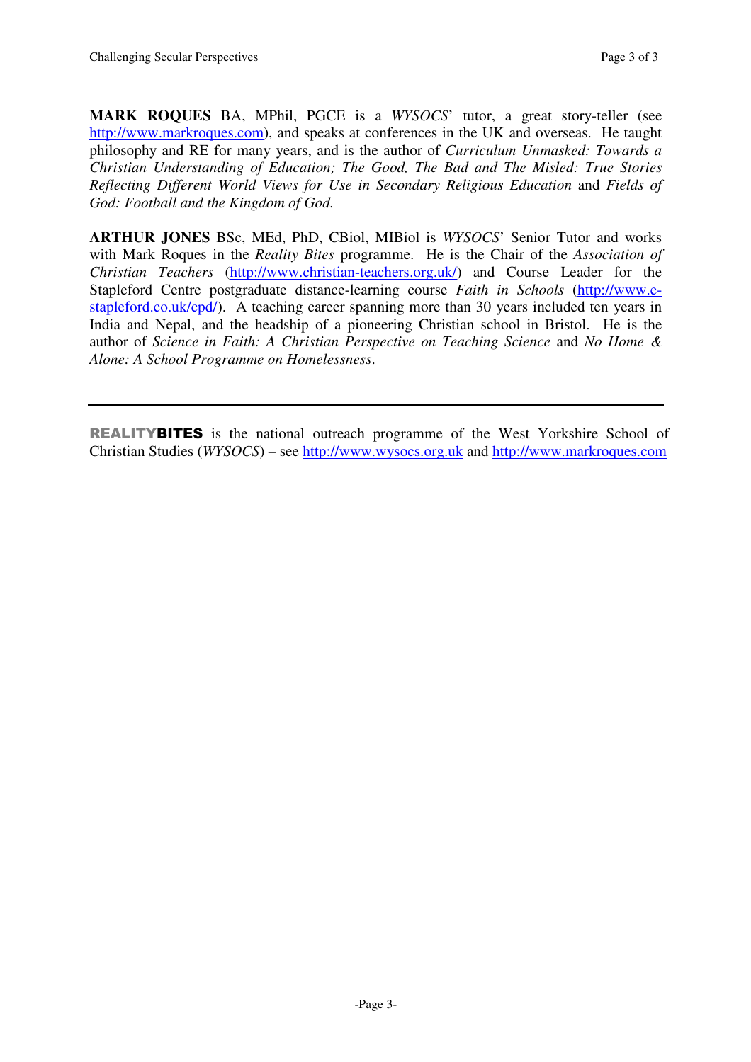**MARK ROQUES** BA, MPhil, PGCE is a *WYSOCS*' tutor, a great story-teller (see http://www.markroques.com), and speaks at conferences in the UK and overseas. He taught philosophy and RE for many years, and is the author of *Curriculum Unmasked: Towards a Christian Understanding of Education; The Good, The Bad and The Misled: True Stories Reflecting Different World Views for Use in Secondary Religious Education* and *Fields of God: Football and the Kingdom of God.*

**ARTHUR JONES** BSc, MEd, PhD, CBiol, MIBiol is *WYSOCS*' Senior Tutor and works with Mark Roques in the *Reality Bites* programme. He is the Chair of the *Association of Christian Teachers* (http://www.christian-teachers.org.uk/) and Course Leader for the Stapleford Centre postgraduate distance-learning course *Faith in Schools* (http://www.e-stapleford.co.uk/cpd/). A teaching career spanning more than 30 years included ten years in India and Nepal, and the headship of a pioneering Christian school in Bristol. He is the author of *Science in Faith: A Christian Perspective on Teaching Science* and *No Home & Alone: A School Programme on Homelessness.*

---

**REALITYBITES** is the national outreach programme of the West Yorkshire School of Christian Studies (*WYSOCS*) – see http://www.wysocs.org.uk and http://www.markroques.com